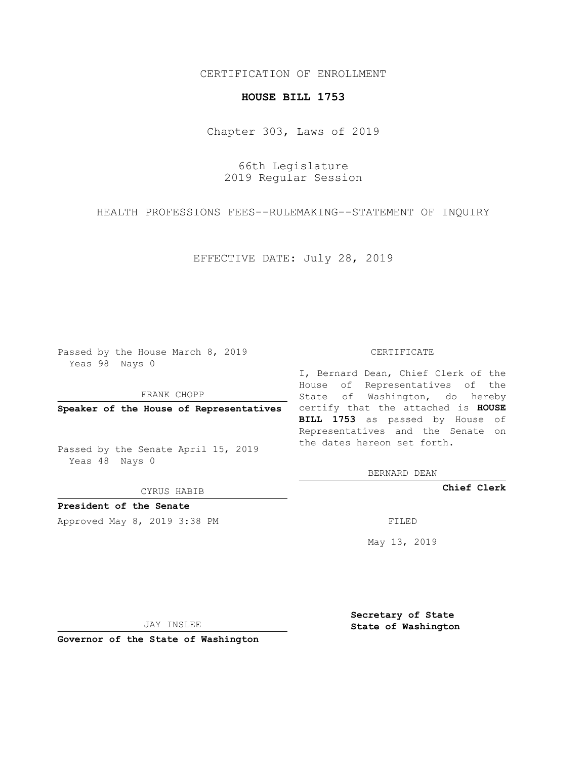CERTIFICATION OF ENROLLMENT

# HOUSE BILL 1753

Chapter 303, Laws of 2019

66th Legislature
2019 Regular Session

HEALTH PROFESSIONS FEES--RULEMAKING--STATEMENT OF INQUIRY

EFFECTIVE DATE: July 28, 2019

Passed by the House March 8, 2019
Yeas 98 Nays 0

FRANK CHOPP

**Speaker of the House of Representatives**

Passed by the Senate April 15, 2019
Yeas 48 Nays 0

CYRUS HABIB

**President of the Senate**

Approved May 8, 2019 3:38 PM

JAY INSLEE

**Governor of the State of Washington**

CERTIFICATE

I, Bernard Dean, Chief Clerk of the House of Representatives of the State of Washington, do hereby certify that the attached is **HOUSE BILL 1753** as passed by House of Representatives and the Senate on the dates hereon set forth.

BERNARD DEAN

**Chief Clerk**

FILED

May 13, 2019

**Secretary of State**
**State of Washington**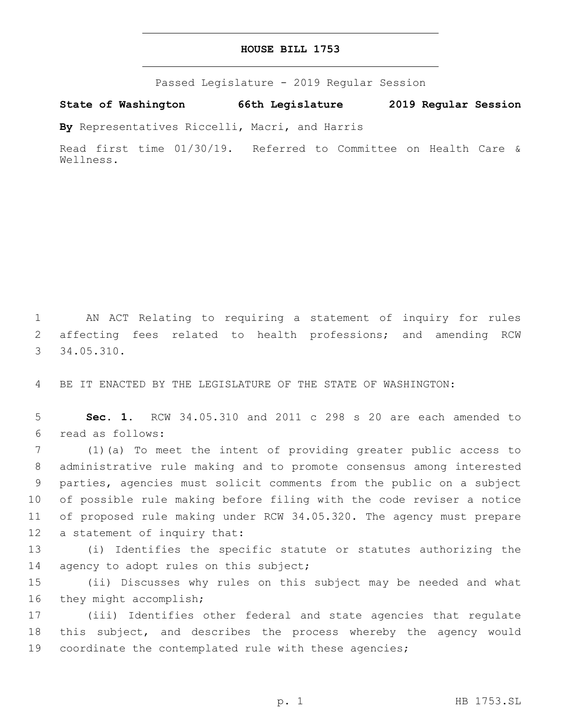# HOUSE BILL 1753

Passed Legislature - 2019 Regular Session

**State of Washington 66th Legislature 2019 Regular Session**

**By** Representatives Riccelli, Macri, and Harris

Read first time 01/30/19. Referred to Committee on Health Care & Wellness.

AN ACT Relating to requiring a statement of inquiry for rules affecting fees related to health professions; and amending RCW 34.05.310.

BE IT ENACTED BY THE LEGISLATURE OF THE STATE OF WASHINGTON:

**Sec. 1.** RCW 34.05.310 and 2011 c 298 s 20 are each amended to read as follows:

(1)(a) To meet the intent of providing greater public access to administrative rule making and to promote consensus among interested parties, agencies must solicit comments from the public on a subject of possible rule making before filing with the code reviser a notice of proposed rule making under RCW 34.05.320. The agency must prepare a statement of inquiry that:

(i) Identifies the specific statute or statutes authorizing the agency to adopt rules on this subject;

(ii) Discusses why rules on this subject may be needed and what they might accomplish;

(iii) Identifies other federal and state agencies that regulate this subject, and describes the process whereby the agency would coordinate the contemplated rule with these agencies;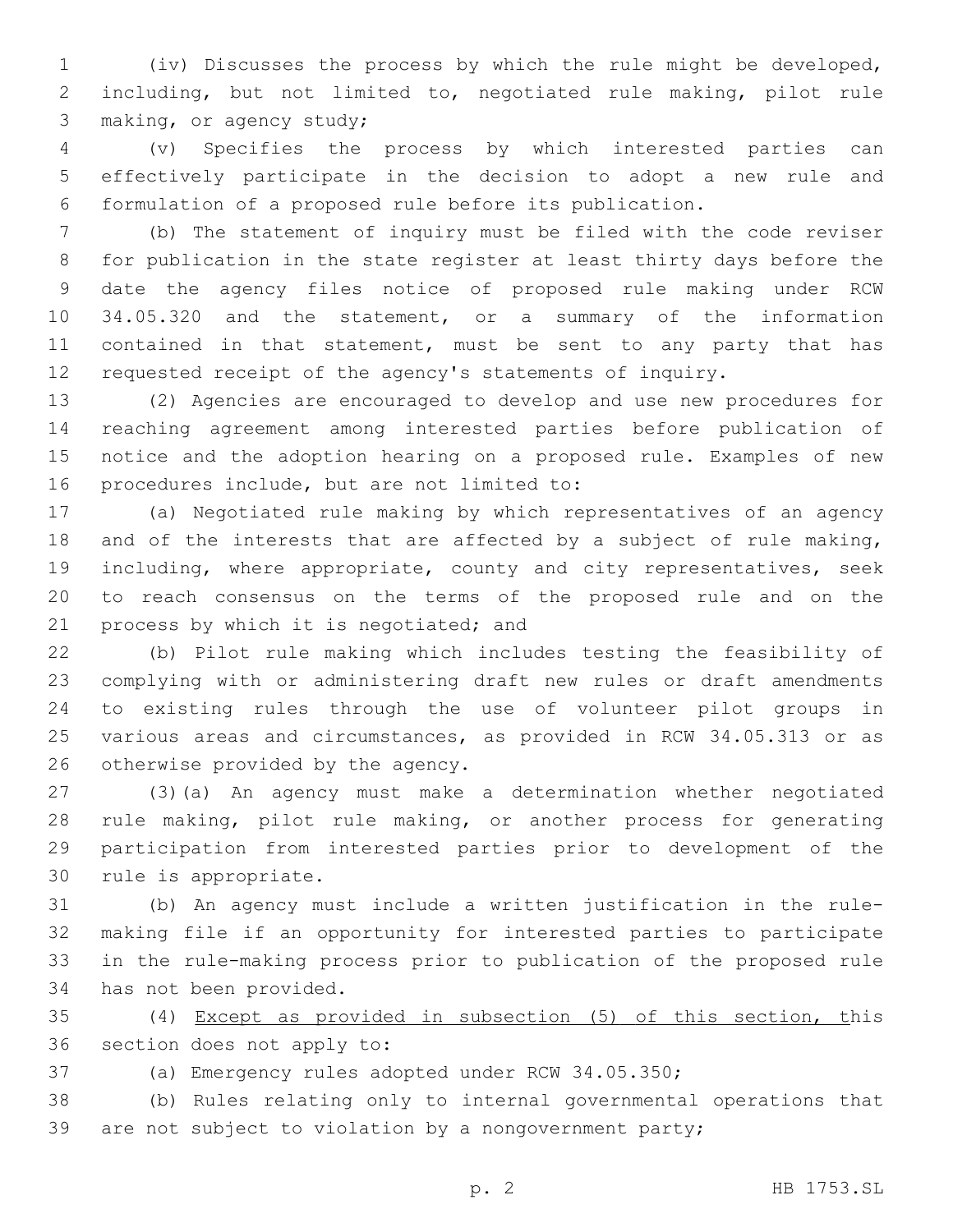(iv) Discusses the process by which the rule might be developed, including, but not limited to, negotiated rule making, pilot rule making, or agency study;

(v) Specifies the process by which interested parties can effectively participate in the decision to adopt a new rule and formulation of a proposed rule before its publication.

(b) The statement of inquiry must be filed with the code reviser for publication in the state register at least thirty days before the date the agency files notice of proposed rule making under RCW 34.05.320 and the statement, or a summary of the information contained in that statement, must be sent to any party that has requested receipt of the agency's statements of inquiry.

(2) Agencies are encouraged to develop and use new procedures for reaching agreement among interested parties before publication of notice and the adoption hearing on a proposed rule. Examples of new procedures include, but are not limited to:

(a) Negotiated rule making by which representatives of an agency and of the interests that are affected by a subject of rule making, including, where appropriate, county and city representatives, seek to reach consensus on the terms of the proposed rule and on the process by which it is negotiated; and

(b) Pilot rule making which includes testing the feasibility of complying with or administering draft new rules or draft amendments to existing rules through the use of volunteer pilot groups in various areas and circumstances, as provided in RCW 34.05.313 or as otherwise provided by the agency.

(3)(a) An agency must make a determination whether negotiated rule making, pilot rule making, or another process for generating participation from interested parties prior to development of the rule is appropriate.

(b) An agency must include a written justification in the rule-making file if an opportunity for interested parties to participate in the rule-making process prior to publication of the proposed rule has not been provided.

(4) <u>Except as provided in subsection (5) of this section, t</u>his section does not apply to:

(a) Emergency rules adopted under RCW 34.05.350;

(b) Rules relating only to internal governmental operations that are not subject to violation by a nongovernment party;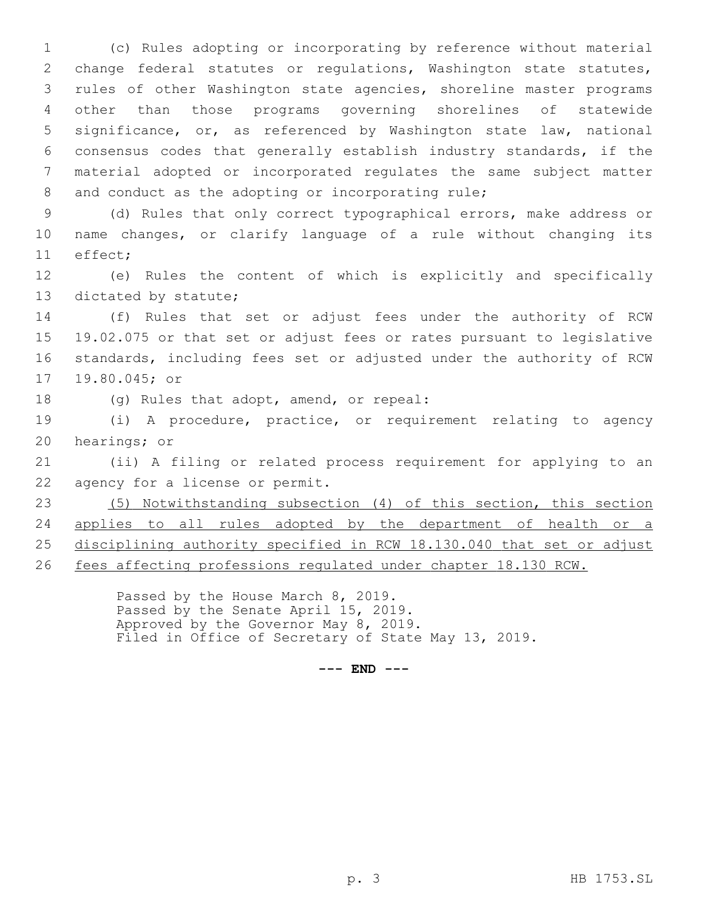(c) Rules adopting or incorporating by reference without material change federal statutes or regulations, Washington state statutes, rules of other Washington state agencies, shoreline master programs other than those programs governing shorelines of statewide significance, or, as referenced by Washington state law, national consensus codes that generally establish industry standards, if the material adopted or incorporated regulates the same subject matter and conduct as the adopting or incorporating rule;

(d) Rules that only correct typographical errors, make address or name changes, or clarify language of a rule without changing its effect;

(e) Rules the content of which is explicitly and specifically dictated by statute;

(f) Rules that set or adjust fees under the authority of RCW 19.02.075 or that set or adjust fees or rates pursuant to legislative standards, including fees set or adjusted under the authority of RCW 19.80.045; or

(g) Rules that adopt, amend, or repeal:

(i) A procedure, practice, or requirement relating to agency hearings; or

(ii) A filing or related process requirement for applying to an agency for a license or permit.

<u>(5) Notwithstanding subsection (4) of this section, this section applies to all rules adopted by the department of health or a disciplining authority specified in RCW 18.130.040 that set or adjust fees affecting professions regulated under chapter 18.130 RCW.</u>

Passed by the House March 8, 2019.
Passed by the Senate April 15, 2019.
Approved by the Governor May 8, 2019.
Filed in Office of Secretary of State May 13, 2019.

**--- END ---**